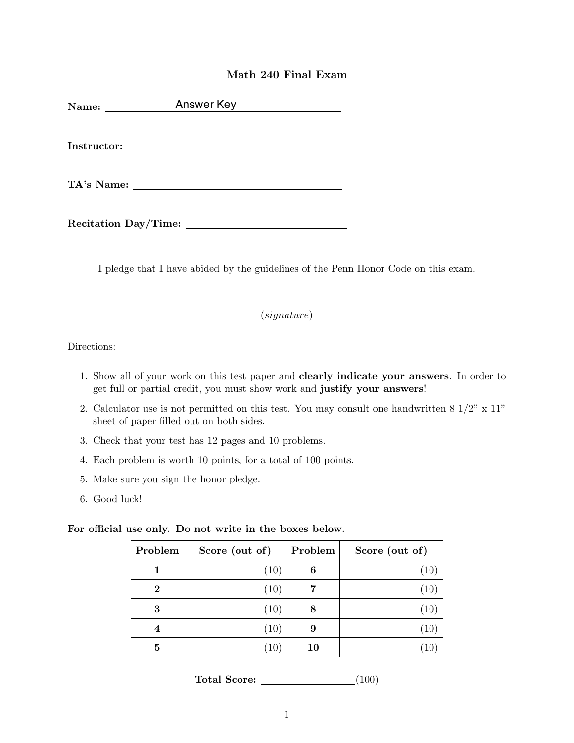# Math 240 Final Exam

**Name:** Answer Key

**Instructor:** ______________________

**TA's Name:** ______________________

**Recitation Day/Time:** ______________________

I pledge that I have abided by the guidelines of the Penn Honor Code on this exam.

______________________________________

(*signature*)

Directions:

1. Show all of your work on this test paper and **clearly indicate your answers**. In order to get full or partial credit, you must show work and **justify your answers**!
2. Calculator use is not permitted on this test. You may consult one handwritten 8 1/2" x 11" sheet of paper filled out on both sides.
3. Check that your test has 12 pages and 10 problems.
4. Each problem is worth 10 points, for a total of 100 points.
5. Make sure you sign the honor pledge.
6. Good luck!

**For official use only. Do not write in the boxes below.**

| **Problem** | **Score (out of)** | **Problem** | **Score (out of)** |
|---|---|---|---|
| **1** | (10) | **6** | (10) |
| **2** | (10) | **7** | (10) |
| **3** | (10) | **8** | (10) |
| **4** | (10) | **9** | (10) |
| **5** | (10) | **10** | (10) |

**Total Score:** ______________(100)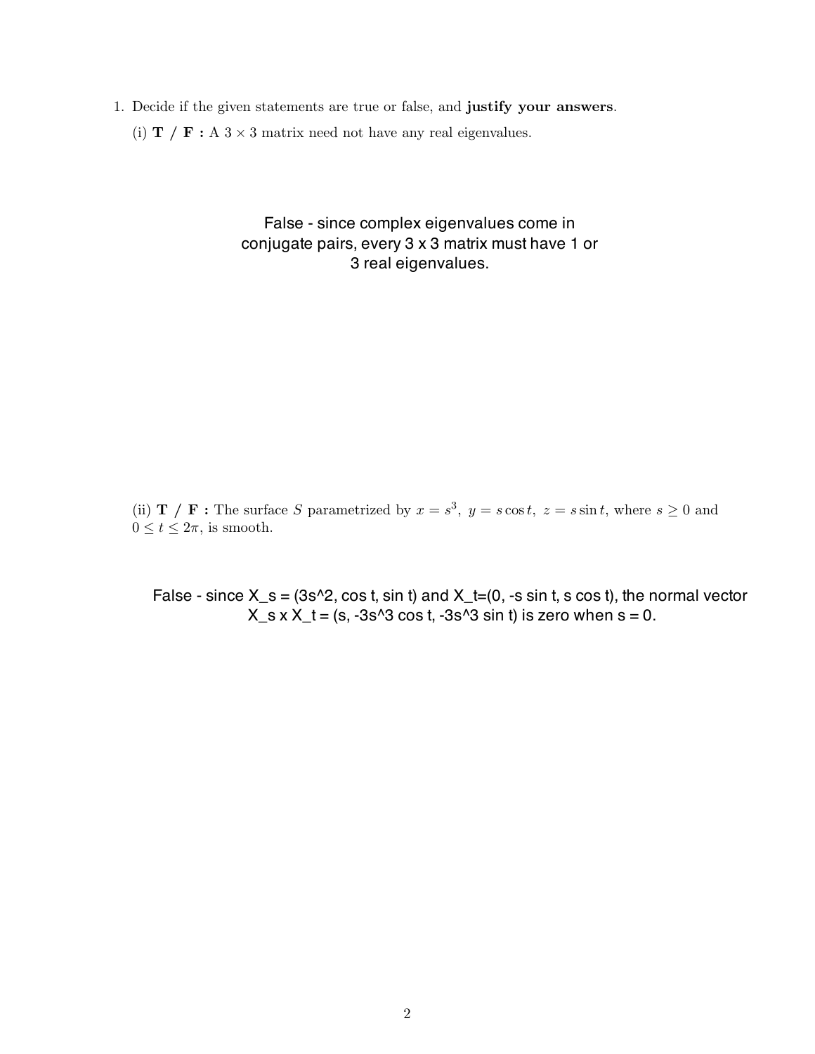1. Decide if the given statements are true or false, and **justify your answers**.

   (i) **T / F :** A $3 \times 3$ matrix need not have any real eigenvalues.

   False - since complex eigenvalues come in conjugate pairs, every 3 x 3 matrix must have 1 or 3 real eigenvalues.

   (ii) **T / F :** The surface $S$ parametrized by $x = s^3,\ y = s\cos t,\ z = s\sin t$, where $s \geq 0$ and $0 \leq t \leq 2\pi$, is smooth.

   False - since $X_s = (3s^2, \cos t, \sin t)$ and $X_t = (0, -s \sin t, s \cos t)$, the normal vector $X_s \times X_t = (s, -3s^3 \cos t, -3s^3 \sin t)$ is zero when $s = 0$.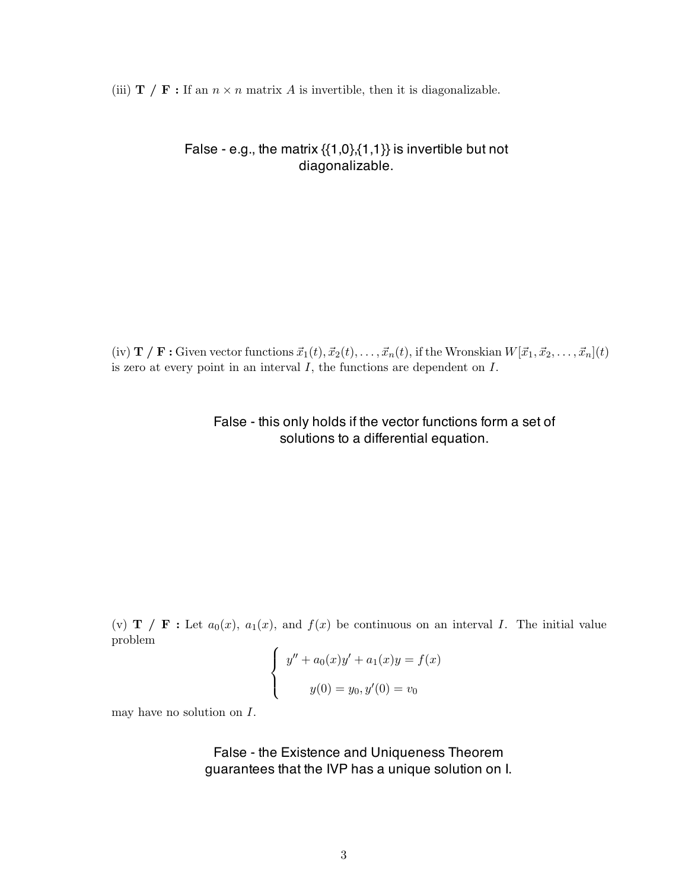(iii) **T / F :** If an $n \times n$ matrix $A$ is invertible, then it is diagonalizable.

False - e.g., the matrix {{1,0},{1,1}} is invertible but not diagonalizable.

(iv) **T / F :** Given vector functions $\vec{x}_1(t), \vec{x}_2(t), \ldots, \vec{x}_n(t)$, if the Wronskian $W[\vec{x}_1, \vec{x}_2, \ldots, \vec{x}_n](t)$ is zero at every point in an interval $I$, the functions are dependent on $I$.

False - this only holds if the vector functions form a set of solutions to a differential equation.

(v) **T / F :** Let $a_0(x)$, $a_1(x)$, and $f(x)$ be continuous on an interval $I$. The initial value problem

$$\begin{cases} y'' + a_0(x)y' + a_1(x)y = f(x) \\ y(0) = y_0, y'(0) = v_0 \end{cases}$$

may have no solution on $I$.

False - the Existence and Uniqueness Theorem guarantees that the IVP has a unique solution on I.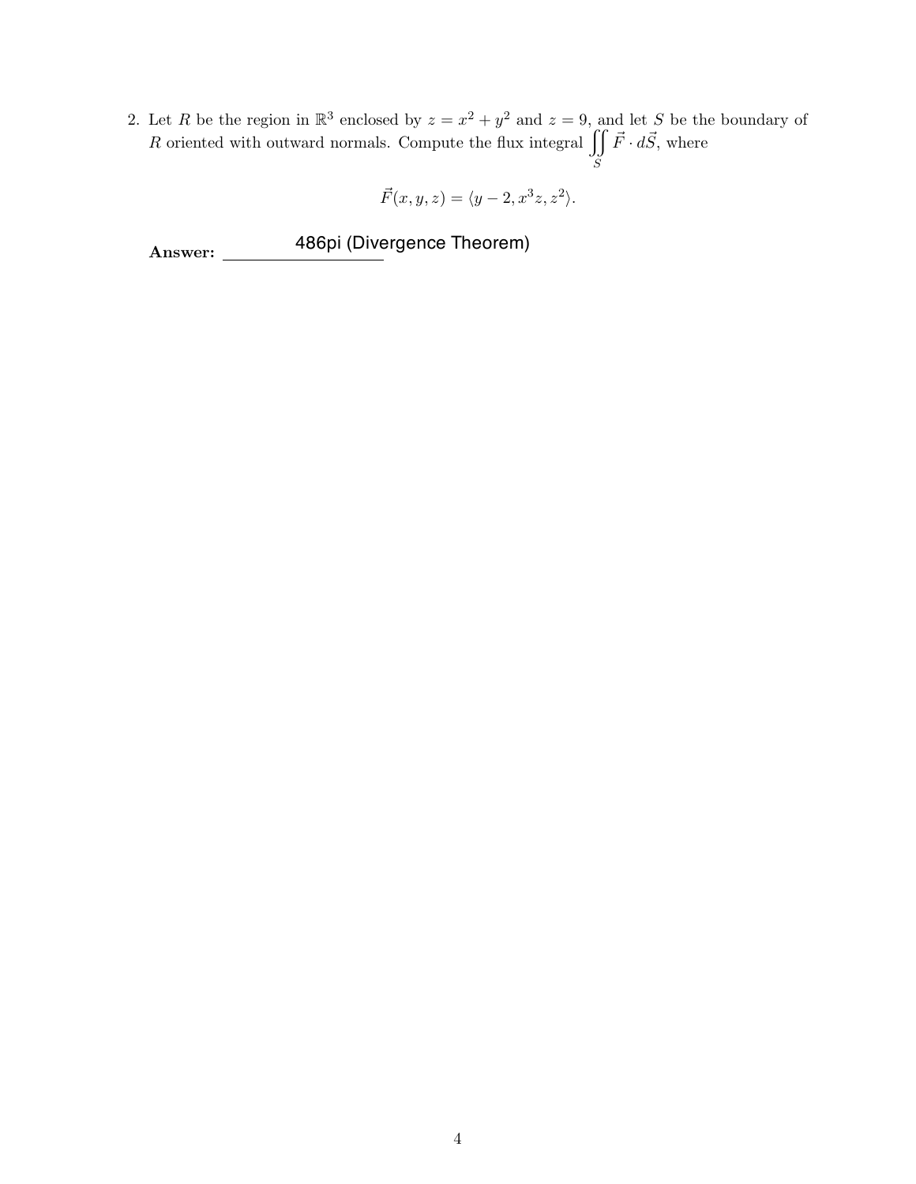2. Let $R$ be the region in $\mathbb{R}^3$ enclosed by $z = x^2 + y^2$ and $z = 9$, and let $S$ be the boundary of $R$ oriented with outward normals. Compute the flux integral $\iint_S \vec{F} \cdot d\vec{S}$, where

$$\vec{F}(x, y, z) = \langle y - 2, x^3 z, z^2 \rangle.$$

**Answer:** 486pi (Divergence Theorem)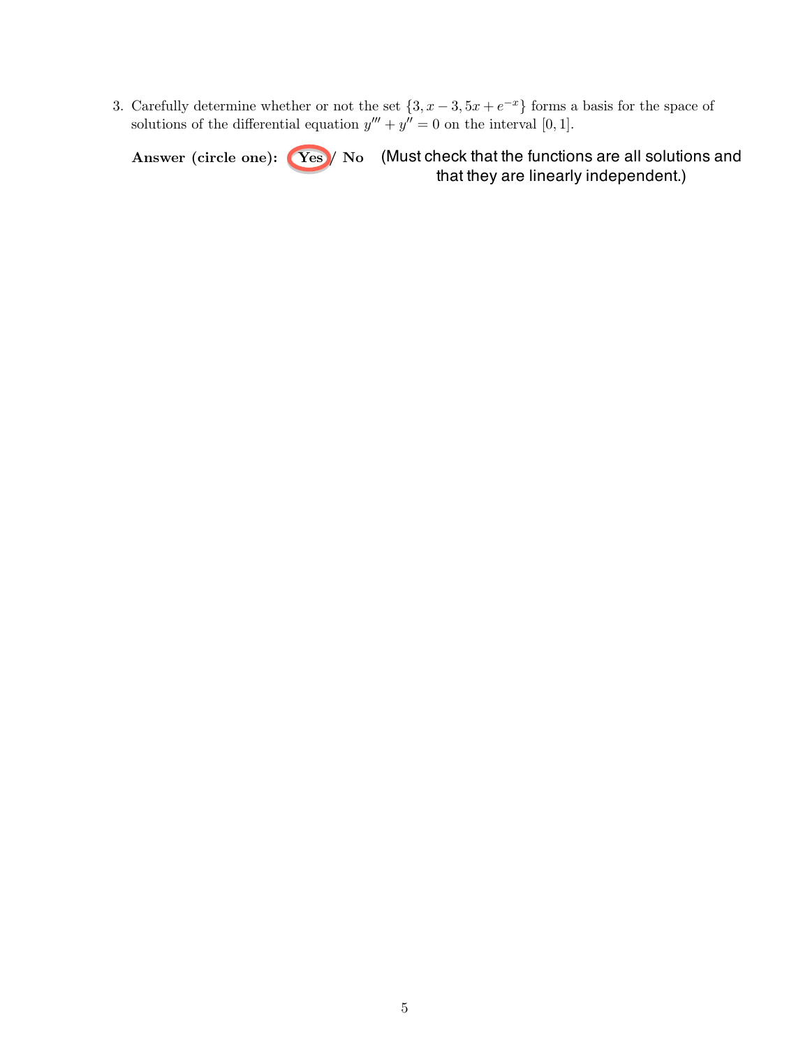3. Carefully determine whether or not the set $\{3, x-3, 5x+e^{-x}\}$ forms a basis for the space of solutions of the differential equation $y''' + y'' = 0$ on the interval $[0, 1]$.

**Answer (circle one):** **Yes** / **No** (Must check that the functions are all solutions and that they are linearly independent.)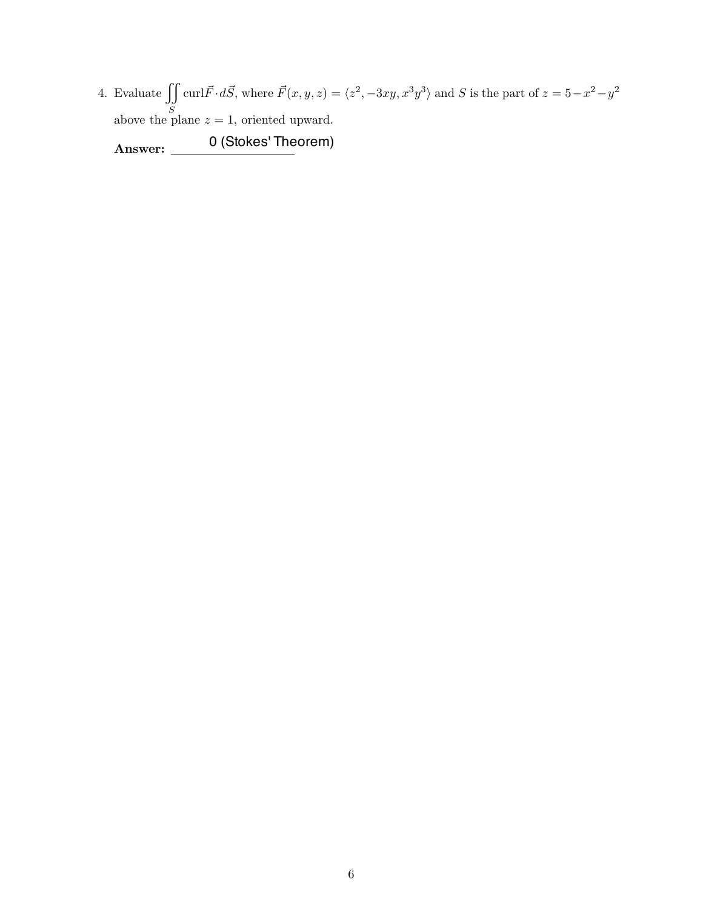4. Evaluate $\displaystyle\iint_S \text{curl}\vec{F} \cdot d\vec{S}$, where $\vec{F}(x,y,z) = \langle z^2, -3xy, x^3y^3 \rangle$ and $S$ is the part of $z = 5 - x^2 - y^2$ above the plane $z = 1$, oriented upward.

   **Answer:** 0 (Stokes' Theorem)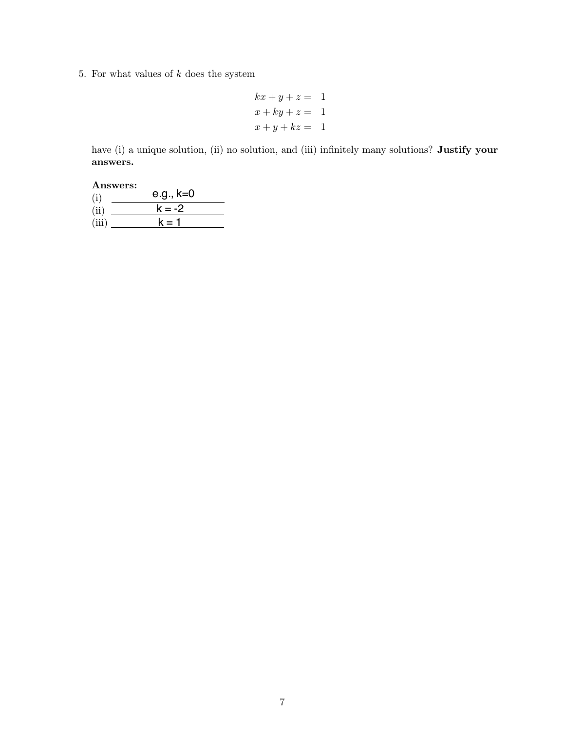5. For what values of $k$ does the system

$$
\begin{aligned}
kx + y + z &= 1 \\
x + ky + z &= 1 \\
x + y + kz &= 1
\end{aligned}
$$

have (i) a unique solution, (ii) no solution, and (iii) infinitely many solutions? **Justify your answers.**

**Answers:**

(i) e.g., k=0

(ii) k = -2

(iii) k = 1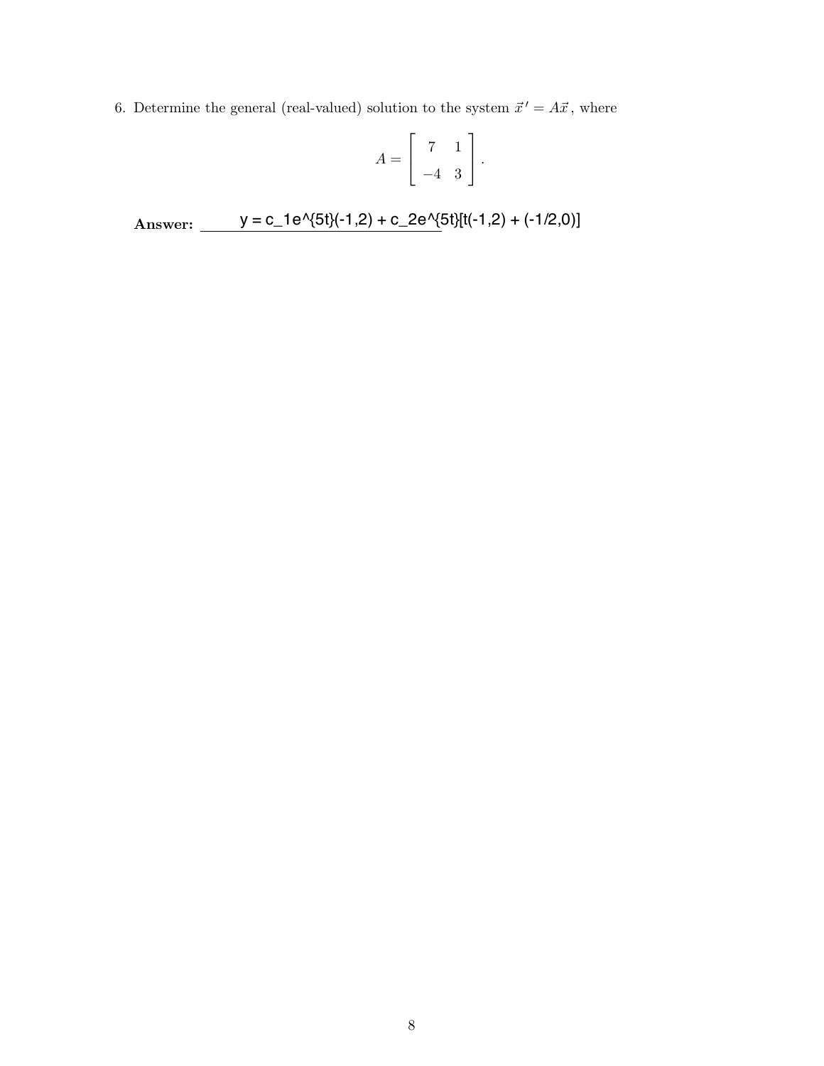6. Determine the general (real-valued) solution to the system $\vec{x}\,' = A\vec{x}$, where

$$A = \begin{bmatrix} 7 & 1 \\ -4 & 3 \end{bmatrix}.$$

**Answer:** y = c_1e^{5t}(-1,2) + c_2e^{5t}[t(-1,2) + (-1/2,0)]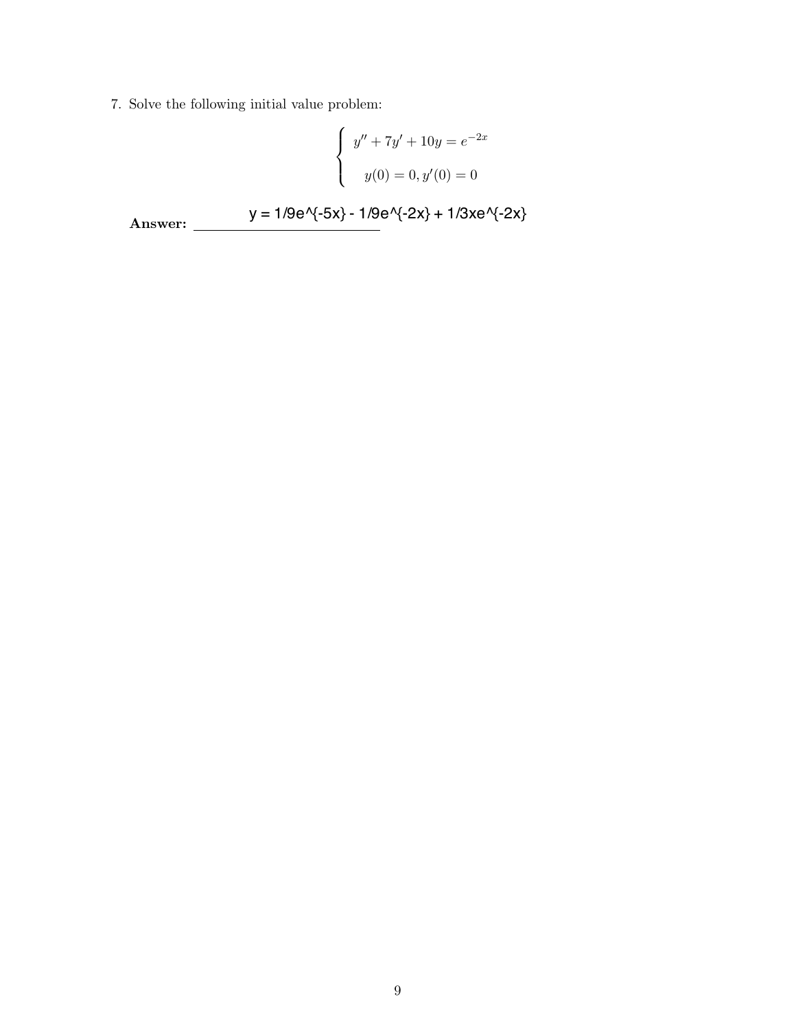7. Solve the following initial value problem:

$$\begin{cases} y'' + 7y' + 10y = e^{-2x} \\ y(0) = 0, y'(0) = 0 \end{cases}$$

**Answer:** y = 1/9e^{-5x} - 1/9e^{-2x} + 1/3xe^{-2x}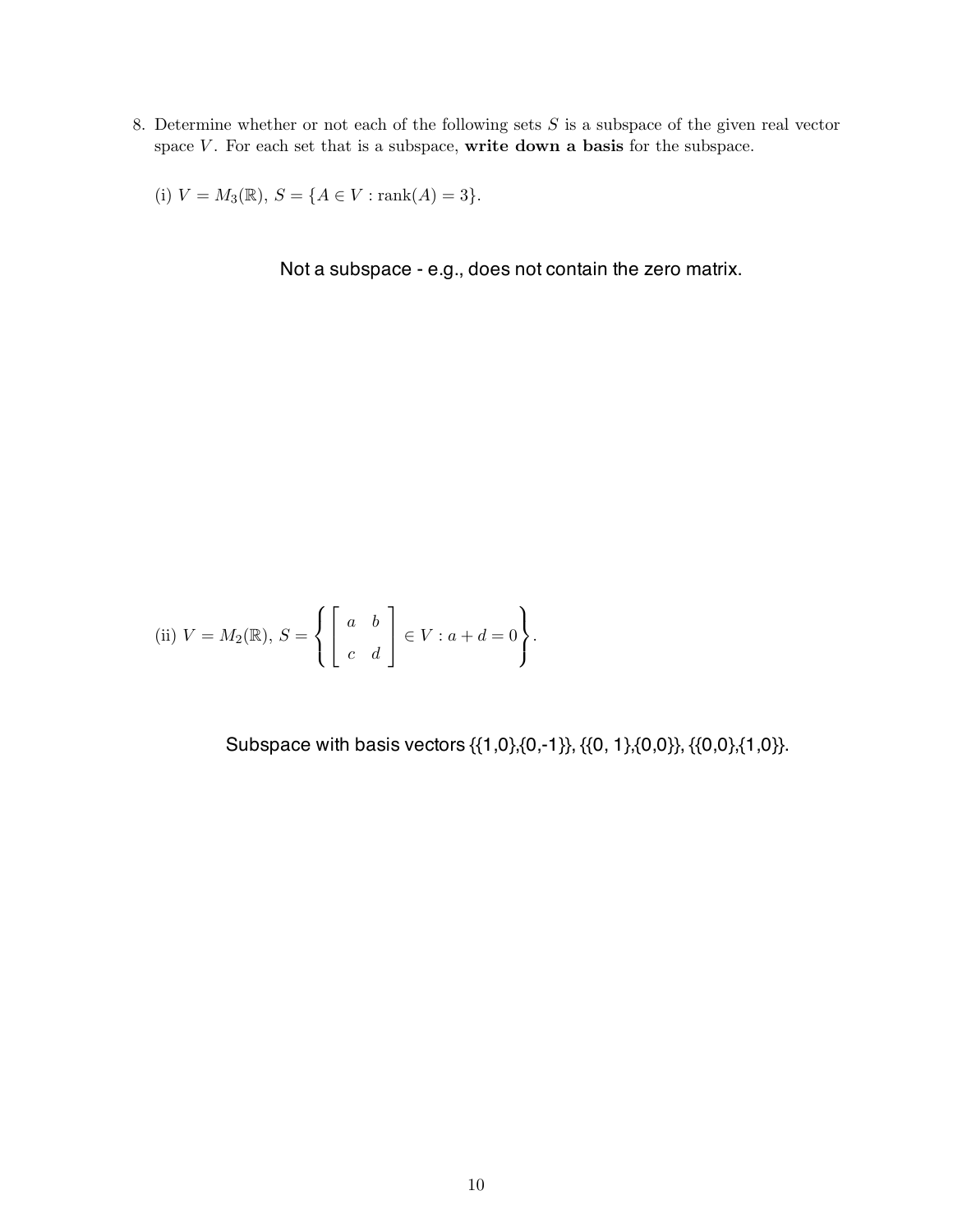8. Determine whether or not each of the following sets $S$ is a subspace of the given real vector space $V$. For each set that is a subspace, **write down a basis** for the subspace.

   (i) $V = M_3(\mathbb{R})$, $S = \{A \in V : \text{rank}(A) = 3\}$.

   Not a subspace - e.g., does not contain the zero matrix.

   (ii) $V = M_2(\mathbb{R})$, $S = \left\{ \begin{bmatrix} a & b \\ c & d \end{bmatrix} \in V : a + d = 0 \right\}$.

   Subspace with basis vectors {{1,0},{0,-1}}, {{0, 1},{0,0}}, {{0,0},{1,0}}.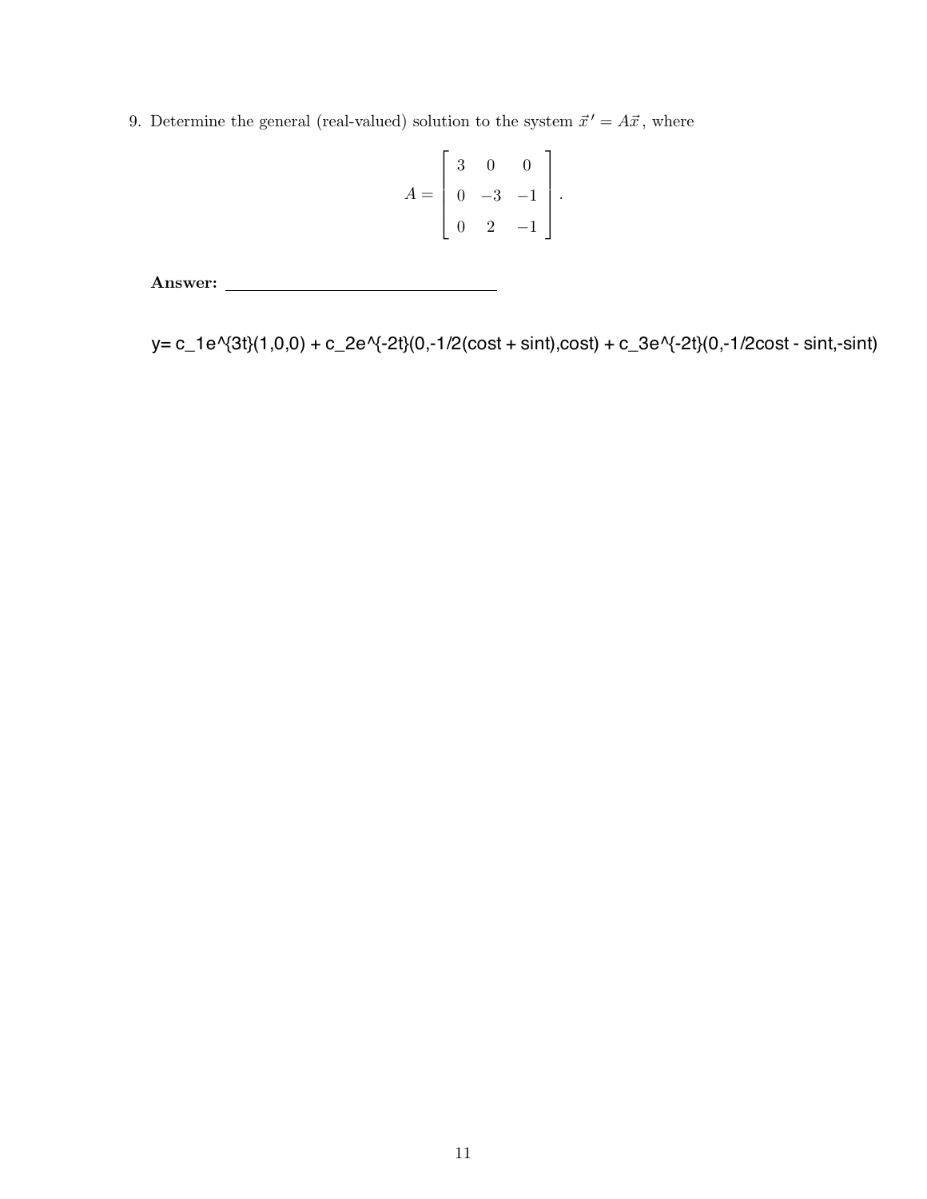9. Determine the general (real-valued) solution to the system $\vec{x}\,' = A\vec{x}$, where

$$A = \begin{bmatrix} 3 & 0 & 0 \\ 0 & -3 & -1 \\ 0 & 2 & -1 \end{bmatrix}.$$

**Answer:** ______________________________

y= c_1e^{3t}(1,0,0) + c_2e^{-2t}(0,-1/2(cost + sint),cost) + c_3e^{-2t}(0,-1/2cost - sint,-sint)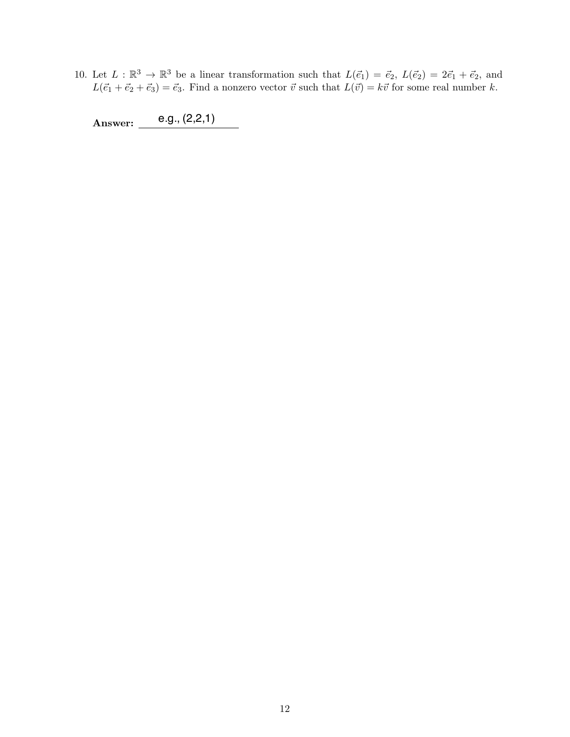10. Let $L : \mathbb{R}^3 \to \mathbb{R}^3$ be a linear transformation such that $L(\vec{e}_1) = \vec{e}_2$, $L(\vec{e}_2) = 2\vec{e}_1 + \vec{e}_2$, and $L(\vec{e}_1 + \vec{e}_2 + \vec{e}_3) = \vec{e}_3$. Find a nonzero vector $\vec{v}$ such that $L(\vec{v}) = k\vec{v}$ for some real number $k$.

**Answer:** e.g., (2,2,1)